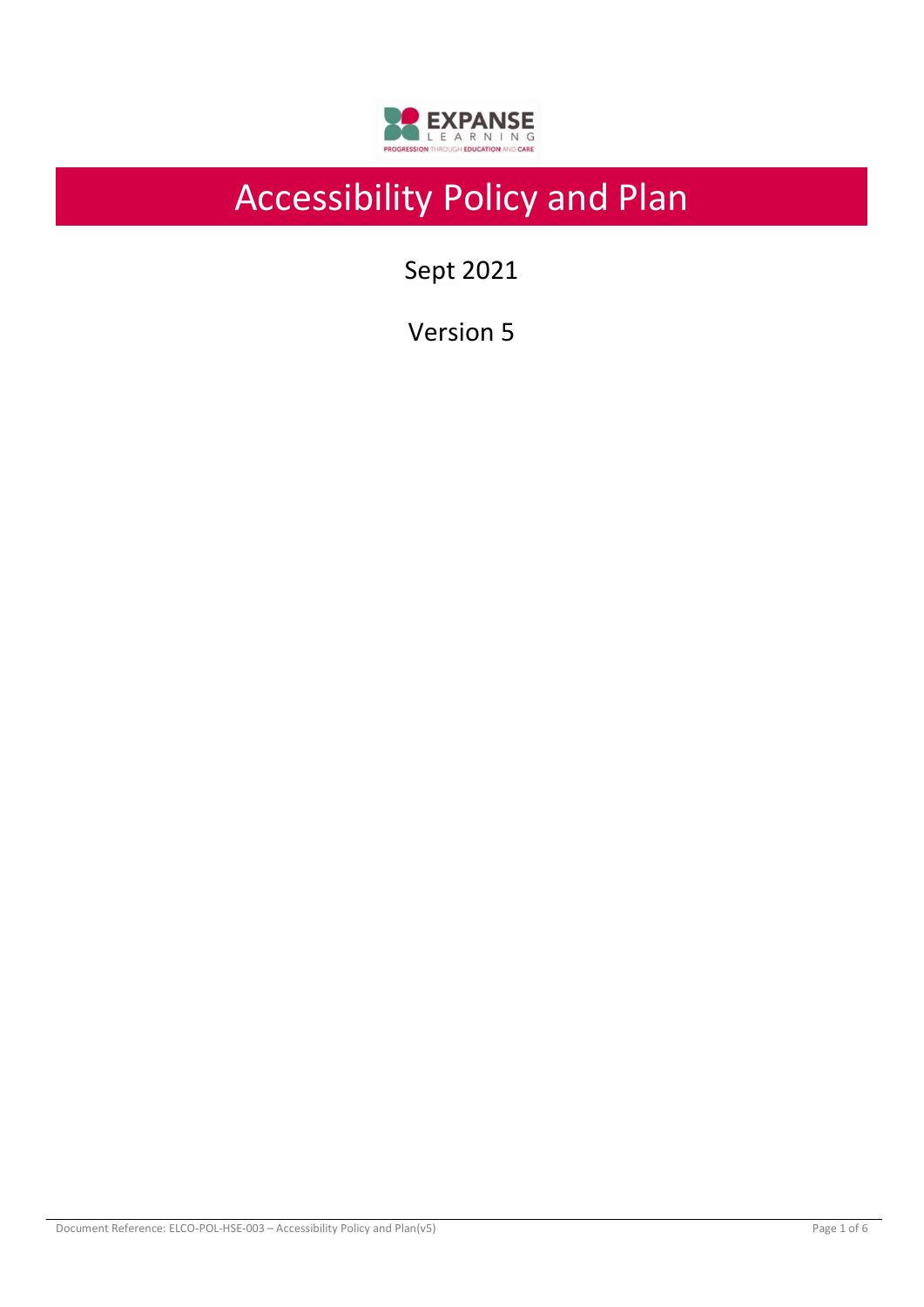# Accessibility Policy and Plan

Sept 2021

Version 5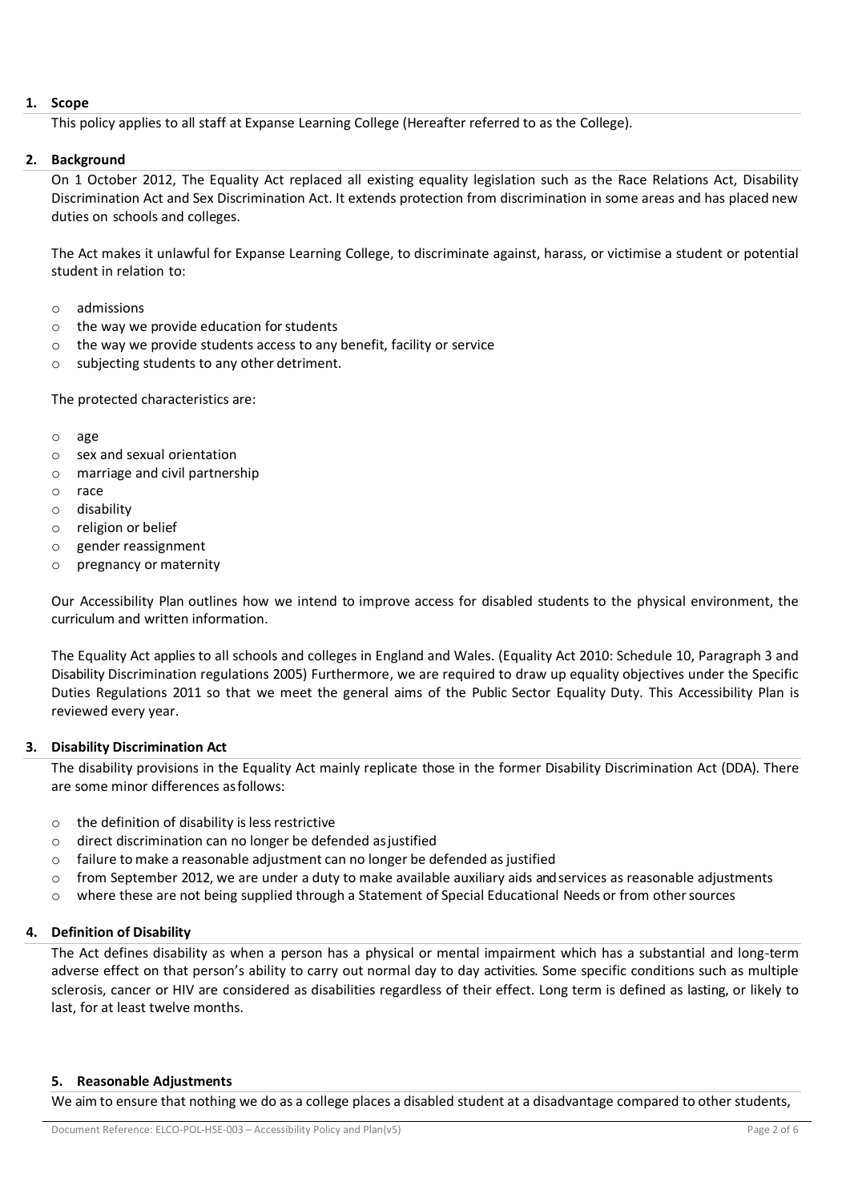## 1. Scope

This policy applies to all staff at Expanse Learning College (Hereafter referred to as the College).

## 2. Background

On 1 October 2012, The Equality Act replaced all existing equality legislation such as the Race Relations Act, Disability Discrimination Act and Sex Discrimination Act. It extends protection from discrimination in some areas and has placed new duties on schools and colleges.

The Act makes it unlawful for Expanse Learning College, to discriminate against, harass, or victimise a student or potential student in relation to:

- admissions
- the way we provide education for students
- the way we provide students access to any benefit, facility or service
- subjecting students to any other detriment.

The protected characteristics are:

- age
- sex and sexual orientation
- marriage and civil partnership
- race
- disability
- religion or belief
- gender reassignment
- pregnancy or maternity

Our Accessibility Plan outlines how we intend to improve access for disabled students to the physical environment, the curriculum and written information.

The Equality Act applies to all schools and colleges in England and Wales. (Equality Act 2010: Schedule 10, Paragraph 3 and Disability Discrimination regulations 2005) Furthermore, we are required to draw up equality objectives under the Specific Duties Regulations 2011 so that we meet the general aims of the Public Sector Equality Duty. This Accessibility Plan is reviewed every year.

## 3. Disability Discrimination Act

The disability provisions in the Equality Act mainly replicate those in the former Disability Discrimination Act (DDA). There are some minor differences as follows:

- the definition of disability is less restrictive
- direct discrimination can no longer be defended as justified
- failure to make a reasonable adjustment can no longer be defended as justified
- from September 2012, we are under a duty to make available auxiliary aids and services as reasonable adjustments
- where these are not being supplied through a Statement of Special Educational Needs or from other sources

## 4. Definition of Disability

The Act defines disability as when a person has a physical or mental impairment which has a substantial and long-term adverse effect on that person's ability to carry out normal day to day activities. Some specific conditions such as multiple sclerosis, cancer or HIV are considered as disabilities regardless of their effect. Long term is defined as lasting, or likely to last, for at least twelve months.

## 5. Reasonable Adjustments

We aim to ensure that nothing we do as a college places a disabled student at a disadvantage compared to other students,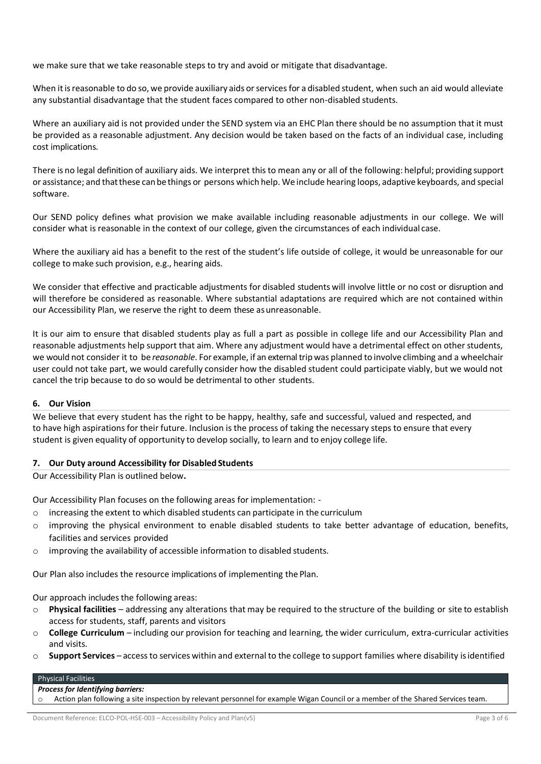we make sure that we take reasonable steps to try and avoid or mitigate that disadvantage.

When it is reasonable to do so, we provide auxiliary aids or services for a disabled student, when such an aid would alleviate any substantial disadvantage that the student faces compared to other non-disabled students.

Where an auxiliary aid is not provided under the SEND system via an EHC Plan there should be no assumption that it must be provided as a reasonable adjustment. Any decision would be taken based on the facts of an individual case, including cost implications.

There is no legal definition of auxiliary aids. We interpret this to mean any or all of the following: helpful; providing support or assistance; and that these can be things or persons which help. We include hearing loops, adaptive keyboards, and special software.

Our SEND policy defines what provision we make available including reasonable adjustments in our college. We will consider what is reasonable in the context of our college, given the circumstances of each individual case.

Where the auxiliary aid has a benefit to the rest of the student's life outside of college, it would be unreasonable for our college to make such provision, e.g., hearing aids.

We consider that effective and practicable adjustments for disabled students will involve little or no cost or disruption and will therefore be considered as reasonable. Where substantial adaptations are required which are not contained within our Accessibility Plan, we reserve the right to deem these as unreasonable.

It is our aim to ensure that disabled students play as full a part as possible in college life and our Accessibility Plan and reasonable adjustments help support that aim. Where any adjustment would have a detrimental effect on other students, we would not consider it to be *reasonable*. For example, if an external trip was planned to involve climbing and a wheelchair user could not take part, we would carefully consider how the disabled student could participate viably, but we would not cancel the trip because to do so would be detrimental to other students.

## 6. Our Vision

We believe that every student has the right to be happy, healthy, safe and successful, valued and respected, and to have high aspirations for their future. Inclusion is the process of taking the necessary steps to ensure that every student is given equality of opportunity to develop socially, to learn and to enjoy college life.

## 7. Our Duty around Accessibility for Disabled Students

Our Accessibility Plan is outlined below**.**

Our Accessibility Plan focuses on the following areas for implementation: -

- increasing the extent to which disabled students can participate in the curriculum
- improving the physical environment to enable disabled students to take better advantage of education, benefits, facilities and services provided
- improving the availability of accessible information to disabled students.

Our Plan also includes the resource implications of implementing the Plan.

Our approach includes the following areas:

- **Physical facilities** – addressing any alterations that may be required to the structure of the building or site to establish access for students, staff, parents and visitors
- **College Curriculum** – including our provision for teaching and learning, the wider curriculum, extra-curricular activities and visits.
- **Support Services** – access to services within and external to the college to support families where disability is identified

| Physical Facilities |
| --- |
| ***Process for Identifying barriers:***<br>- Action plan following a site inspection by relevant personnel for example Wigan Council or a member of the Shared Services team. |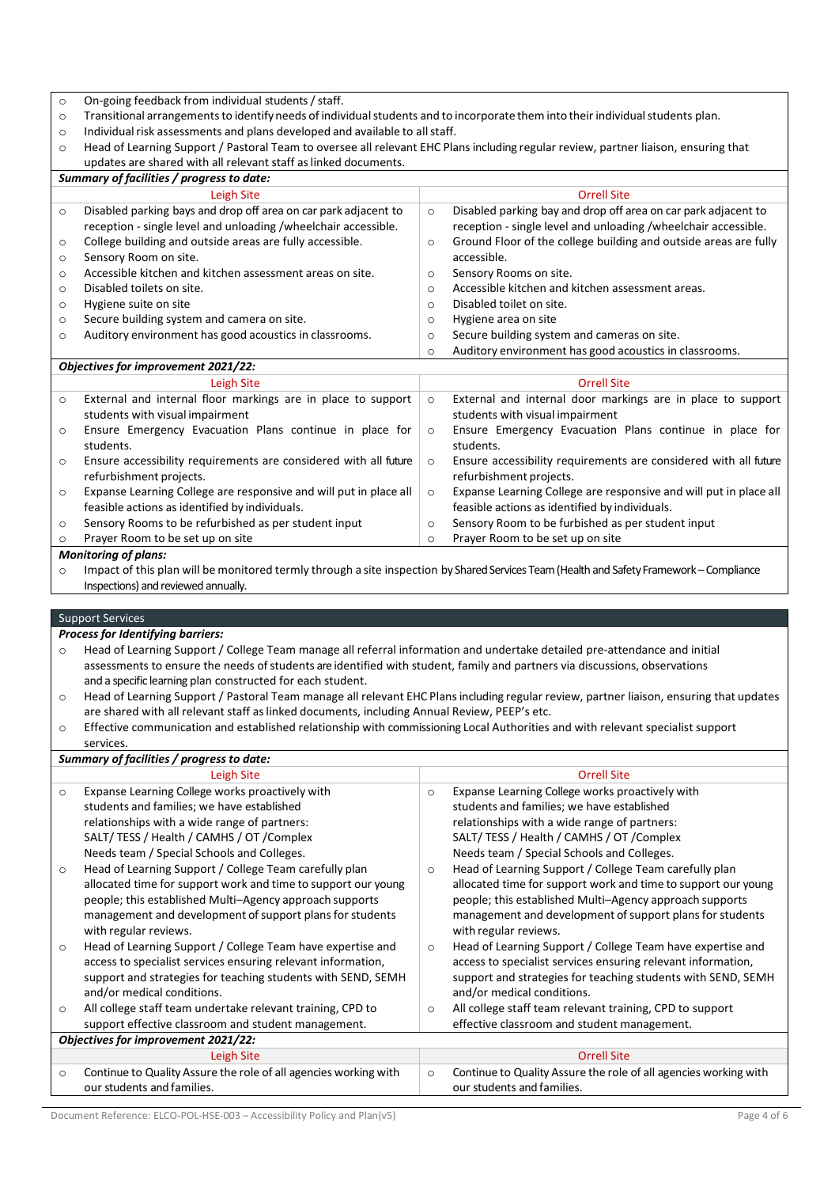- On-going feedback from individual students / staff.
- Transitional arrangements to identify needs of individual students and to incorporate them into their individual students plan.
- Individual risk assessments and plans developed and available to all staff.
- Head of Learning Support / Pastoral Team to oversee all relevant EHC Plans including regular review, partner liaison, ensuring that updates are shared with all relevant staff as linked documents.

***Summary of facilities / progress to date:***

| Leigh Site | Orrell Site |
|---|---|
| Disabled parking bays and drop off area on car park adjacent to reception - single level and unloading /wheelchair accessible. | Disabled parking bay and drop off area on car park adjacent to reception - single level and unloading /wheelchair accessible. |
| College building and outside areas are fully accessible. | Ground Floor of the college building and outside areas are fully accessible. |
| Sensory Room on site. | Sensory Rooms on site. |
| Accessible kitchen and kitchen assessment areas on site. | Accessible kitchen and kitchen assessment areas. |
| Disabled toilets on site. | Disabled toilet on site. |
| Hygiene suite on site | Hygiene area on site |
| Secure building system and camera on site. | Secure building system and cameras on site. |
| Auditory environment has good acoustics in classrooms. | Auditory environment has good acoustics in classrooms. |

***Objectives for improvement 2021/22:***

| Leigh Site | Orrell Site |
|---|---|
| External and internal floor markings are in place to support students with visual impairment | External and internal door markings are in place to support students with visual impairment |
| Ensure Emergency Evacuation Plans continue in place for students. | Ensure Emergency Evacuation Plans continue in place for students. |
| Ensure accessibility requirements are considered with all future refurbishment projects. | Ensure accessibility requirements are considered with all future refurbishment projects. |
| Expanse Learning College are responsive and will put in place all feasible actions as identified by individuals. | Expanse Learning College are responsive and will put in place all feasible actions as identified by individuals. |
| Sensory Rooms to be refurbished as per student input | Sensory Room to be furbished as per student input |
| Prayer Room to be set up on site | Prayer Room to be set up on site |

***Monitoring of plans:***

- Impact of this plan will be monitored termly through a site inspection by Shared Services Team (Health and Safety Framework – Compliance Inspections) and reviewed annually.

## Support Services

***Process for Identifying barriers:***

- Head of Learning Support / College Team manage all referral information and undertake detailed pre-attendance and initial assessments to ensure the needs of students are identified with student, family and partners via discussions, observations and a specific learning plan constructed for each student.
- Head of Learning Support / Pastoral Team manage all relevant EHC Plans including regular review, partner liaison, ensuring that updates are shared with all relevant staff as linked documents, including Annual Review, PEEP's etc.
- Effective communication and established relationship with commissioning Local Authorities and with relevant specialist support services.

***Summary of facilities / progress to date:***

| Leigh Site | Orrell Site |
|---|---|
| Expanse Learning College works proactively with students and families; we have established relationships with a wide range of partners: SALT/ TESS / Health / CAMHS / OT /Complex Needs team / Special Schools and Colleges. | Expanse Learning College works proactively with students and families; we have established relationships with a wide range of partners: SALT/ TESS / Health / CAMHS / OT /Complex Needs team / Special Schools and Colleges. |
| Head of Learning Support / College Team carefully plan allocated time for support work and time to support our young people; this established Multi–Agency approach supports management and development of support plans for students with regular reviews. | Head of Learning Support / College Team carefully plan allocated time for support work and time to support our young people; this established Multi–Agency approach supports management and development of support plans for students with regular reviews. |
| Head of Learning Support / College Team have expertise and access to specialist services ensuring relevant information, support and strategies for teaching students with SEND, SEMH and/or medical conditions. | Head of Learning Support / College Team have expertise and access to specialist services ensuring relevant information, support and strategies for teaching students with SEND, SEMH and/or medical conditions. |
| All college staff team undertake relevant training, CPD to support effective classroom and student management. | All college staff team relevant training, CPD to support effective classroom and student management. |

***Objectives for improvement 2021/22:***

| Leigh Site | Orrell Site |
|---|---|
| Continue to Quality Assure the role of all agencies working with our students and families. | Continue to Quality Assure the role of all agencies working with our students and families. |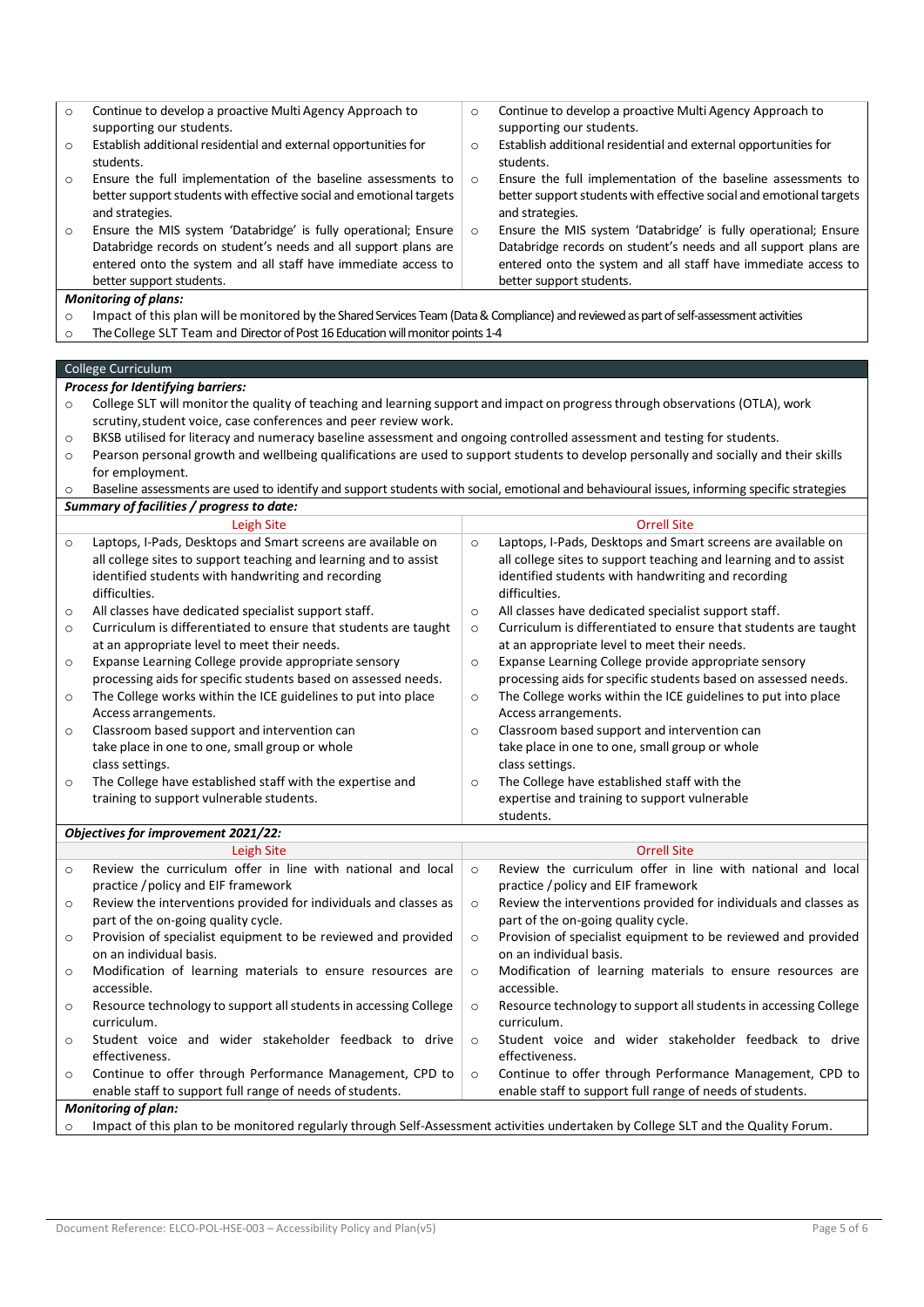| | |
|---|---|
| ○ Continue to develop a proactive Multi Agency Approach to supporting our students.<br>○ Establish additional residential and external opportunities for students.<br>○ Ensure the full implementation of the baseline assessments to better support students with effective social and emotional targets and strategies.<br>○ Ensure the MIS system 'Databridge' is fully operational; Ensure Databridge records on student's needs and all support plans are entered onto the system and all staff have immediate access to better support students. | ○ Continue to develop a proactive Multi Agency Approach to supporting our students.<br>○ Establish additional residential and external opportunities for students.<br>○ Ensure the full implementation of the baseline assessments to better support students with effective social and emotional targets and strategies.<br>○ Ensure the MIS system 'Databridge' is fully operational; Ensure Databridge records on student's needs and all support plans are entered onto the system and all staff have immediate access to better support students. |

***Monitoring of plans:***

- Impact of this plan will be monitored by the Shared Services Team (Data & Compliance) and reviewed as part of self-assessment activities
- The College SLT Team and Director of Post 16 Education will monitor points 1-4

## College Curriculum

***Process for Identifying barriers:***

- College SLT will monitor the quality of teaching and learning support and impact on progress through observations (OTLA), work scrutiny, student voice, case conferences and peer review work.
- BKSB utilised for literacy and numeracy baseline assessment and ongoing controlled assessment and testing for students.
- Pearson personal growth and wellbeing qualifications are used to support students to develop personally and socially and their skills for employment.
- Baseline assessments are used to identify and support students with social, emotional and behavioural issues, informing specific strategies

***Summary of facilities / progress to date:***

| Leigh Site | Orrell Site |
|---|---|
| ○ Laptops, I-Pads, Desktops and Smart screens are available on all college sites to support teaching and learning and to assist identified students with handwriting and recording difficulties.<br>○ All classes have dedicated specialist support staff.<br>○ Curriculum is differentiated to ensure that students are taught at an appropriate level to meet their needs.<br>○ Expanse Learning College provide appropriate sensory processing aids for specific students based on assessed needs.<br>○ The College works within the ICE guidelines to put into place Access arrangements.<br>○ Classroom based support and intervention can take place in one to one, small group or whole class settings.<br>○ The College have established staff with the expertise and training to support vulnerable students. | ○ Laptops, I-Pads, Desktops and Smart screens are available on all college sites to support teaching and learning and to assist identified students with handwriting and recording difficulties.<br>○ All classes have dedicated specialist support staff.<br>○ Curriculum is differentiated to ensure that students are taught at an appropriate level to meet their needs.<br>○ Expanse Learning College provide appropriate sensory processing aids for specific students based on assessed needs.<br>○ The College works within the ICE guidelines to put into place Access arrangements.<br>○ Classroom based support and intervention can take place in one to one, small group or whole class settings.<br>○ The College have established staff with the expertise and training to support vulnerable students. |

***Objectives for improvement 2021/22:***

| Leigh Site | Orrell Site |
|---|---|
| ○ Review the curriculum offer in line with national and local practice / policy and EIF framework<br>○ Review the interventions provided for individuals and classes as part of the on-going quality cycle.<br>○ Provision of specialist equipment to be reviewed and provided on an individual basis.<br>○ Modification of learning materials to ensure resources are accessible.<br>○ Resource technology to support all students in accessing College curriculum.<br>○ Student voice and wider stakeholder feedback to drive effectiveness.<br>○ Continue to offer through Performance Management, CPD to enable staff to support full range of needs of students. | ○ Review the curriculum offer in line with national and local practice / policy and EIF framework<br>○ Review the interventions provided for individuals and classes as part of the on-going quality cycle.<br>○ Provision of specialist equipment to be reviewed and provided on an individual basis.<br>○ Modification of learning materials to ensure resources are accessible.<br>○ Resource technology to support all students in accessing College curriculum.<br>○ Student voice and wider stakeholder feedback to drive effectiveness.<br>○ Continue to offer through Performance Management, CPD to enable staff to support full range of needs of students. |

***Monitoring of plan:***

- Impact of this plan to be monitored regularly through Self-Assessment activities undertaken by College SLT and the Quality Forum.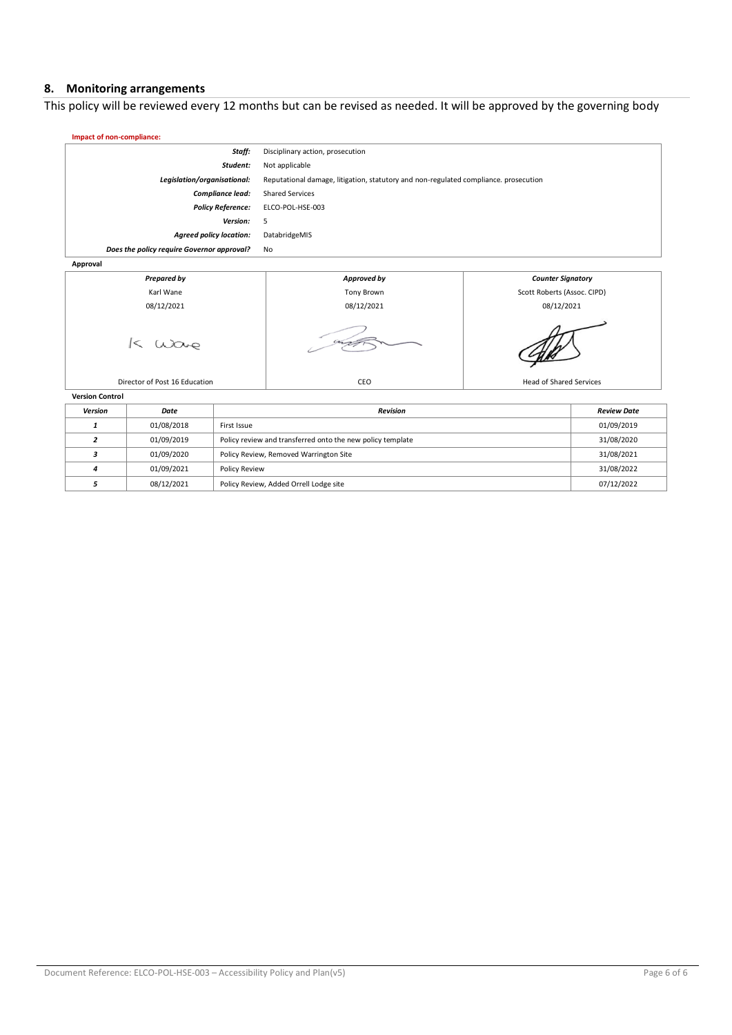## 8. Monitoring arrangements

This policy will be reviewed every 12 months but can be revised as needed. It will be approved by the governing body

**Impact of non-compliance:**

| | |
|---|---|
| ***Staff:*** | Disciplinary action, prosecution |
| ***Student:*** | Not applicable |
| ***Legislation/organisational:*** | Reputational damage, litigation, statutory and non-regulated compliance. prosecution |
| ***Compliance lead:*** | Shared Services |
| ***Policy Reference:*** | ELCO-POL-HSE-003 |
| ***Version:*** | 5 |
| ***Agreed policy location:*** | DatabridgeMIS |
| ***Does the policy require Governor approval?*** | No |

**Approval**

| ***Prepared by*** | ***Approved by*** | ***Counter Signatory*** |
|---|---|---|
| Karl Wane | Tony Brown | Scott Roberts (Assoc. CIPD) |
| 08/12/2021 | 08/12/2021 | 08/12/2021 |
| K Wane | | |
| Director of Post 16 Education | CEO | Head of Shared Services |

**Version Control**

| *Version* | *Date* | *Revision* | *Review Date* |
|---|---|---|---|
| *1* | 01/08/2018 | First Issue | 01/09/2019 |
| *2* | 01/09/2019 | Policy review and transferred onto the new policy template | 31/08/2020 |
| *3* | 01/09/2020 | Policy Review, Removed Warrington Site | 31/08/2021 |
| *4* | 01/09/2021 | Policy Review | 31/08/2022 |
| *5* | 08/12/2021 | Policy Review, Added Orrell Lodge site | 07/12/2022 |